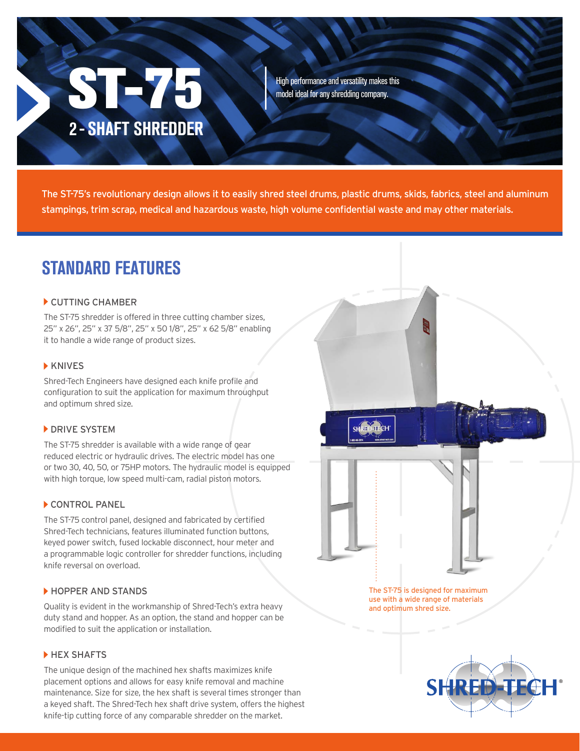# ST-75

## 2 - SHAFT SHREDDER

High performance and versatility makes this model ideal for any shredding company.

The ST-75's revolutionary design allows it to easily shred steel drums, plastic drums, skids, fabrics, steel and aluminum stampings, trim scrap, medical and hazardous waste, high volume confidential waste and may other materials.

## STANDARD FEATURES

### CUTTING CHAMBER

The ST-75 shredder is offered in three cutting chamber sizes, 25" x 26", 25" x 37 5/8", 25" x 50 1/8", 25" x 62 5/8" enabling it to handle a wide range of product sizes.

### KNIVES

Shred-Tech Engineers have designed each knife profile and configuration to suit the application for maximum throughput and optimum shred size.

### DRIVE SYSTEM

The ST-75 shredder is available with a wide range of gear reduced electric or hydraulic drives. The electric model has one or two 30, 40, 50, or 75HP motors. The hydraulic model is equipped with high torque, low speed multi-cam, radial piston motors.

### CONTROL PANEL

The ST-75 control panel, designed and fabricated by certified Shred-Tech technicians, features illuminated function buttons, keyed power switch, fused lockable disconnect, hour meter and a programmable logic controller for shredder functions, including knife reversal on overload.

### HOPPER AND STANDS

Quality is evident in the workmanship of Shred-Tech's extra heavy duty stand and hopper. As an option, the stand and hopper can be modified to suit the application or installation.

### HEX SHAFTS

The unique design of the machined hex shafts maximizes knife placement options and allows for easy knife removal and machine maintenance. Size for size, the hex shaft is several times stronger than a keyed shaft. The Shred-Tech hex shaft drive system, offers the highest knife-tip cutting force of any comparable shredder on the market.

The ST-75 is designed for maximum use with a wide range of materials and optimum shred size.

SHRED-TECH®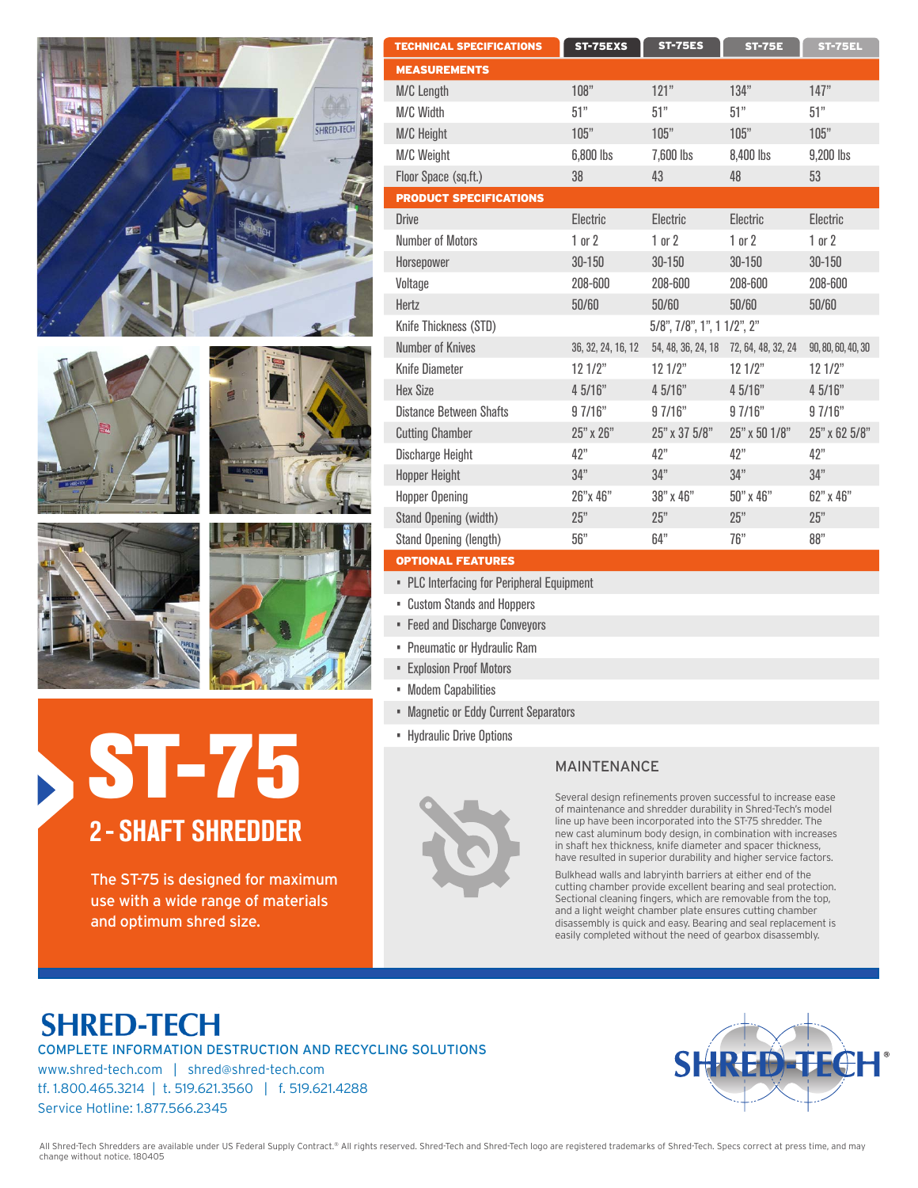# ST-75

## 2 - SHAFT SHREDDER

The ST-75 is designed for maximum use with a wide range of materials and optimum shred size.

| TECHNICAL SPECIFICATIONS | ST-75EXS | ST-75ES | ST-75E | ST-75EL |
|---|---|---|---|---|
| **MEASUREMENTS** | | | | |
| M/C Length | 108" | 121" | 134" | 147" |
| M/C Width | 51" | 51" | 51" | 51" |
| M/C Height | 105" | 105" | 105" | 105" |
| M/C Weight | 6,800 lbs | 7,600 lbs | 8,400 lbs | 9,200 lbs |
| Floor Space (sq.ft.) | 38 | 43 | 48 | 53 |
| **PRODUCT SPECIFICATIONS** | | | | |
| Drive | Electric | Electric | Electric | Electric |
| Number of Motors | 1 or 2 | 1 or 2 | 1 or 2 | 1 or 2 |
| Horsepower | 30-150 | 30-150 | 30-150 | 30-150 |
| Voltage | 208-600 | 208-600 | 208-600 | 208-600 |
| Hertz | 50/60 | 50/60 | 50/60 | 50/60 |
| Knife Thickness (STD) | 5/8", 7/8", 1", 1 1/2", 2" | | | |
| Number of Knives | 36, 32, 24, 16, 12 | 54, 48, 36, 24, 18 | 72, 64, 48, 32, 24 | 90, 80, 60, 40, 30 |
| Knife Diameter | 12 1/2" | 12 1/2" | 12 1/2" | 12 1/2" |
| Hex Size | 4 5/16" | 4 5/16" | 4 5/16" | 4 5/16" |
| Distance Between Shafts | 9 7/16" | 9 7/16" | 9 7/16" | 9 7/16" |
| Cutting Chamber | 25" x 26" | 25" x 37 5/8" | 25" x 50 1/8" | 25" x 62 5/8" |
| Discharge Height | 42" | 42" | 42" | 42" |
| Hopper Height | 34" | 34" | 34" | 34" |
| Hopper Opening | 26"x 46" | 38" x 46" | 50" x 46" | 62" x 46" |
| Stand Opening (width) | 25" | 25" | 25" | 25" |
| Stand Opening (length) | 56" | 64" | 76" | 88" |

### OPTIONAL FEATURES

- PLC Interfacing for Peripheral Equipment
- Custom Stands and Hoppers
- Feed and Discharge Conveyors
- Pneumatic or Hydraulic Ram
- Explosion Proof Motors
- Modem Capabilities
- Magnetic or Eddy Current Separators
- Hydraulic Drive Options

### MAINTENANCE

Several design refinements proven successful to increase ease of maintenance and shredder durability in Shred-Tech's model line up have been incorporated into the ST-75 shredder. The new cast aluminum body design, in combination with increases in shaft hex thickness, knife diameter and spacer thickness, have resulted in superior durability and higher service factors.

Bulkhead walls and labyrinth barriers at either end of the cutting chamber provide excellent bearing and seal protection. Sectional cleaning fingers, which are removable from the top, and a light weight chamber plate ensures cutting chamber disassembly is quick and easy. Bearing and seal replacement is easily completed without the need of gearbox disassembly.

**SHRED-TECH**

COMPLETE INFORMATION DESTRUCTION AND RECYCLING SOLUTIONS

www.shred-tech.com | shred@shred-tech.com

tf. 1.800.465.3214 | t. 519.621.3560 | f. 519.621.4288

Service Hotline: 1.877.566.2345

All Shred-Tech Shredders are available under US Federal Supply Contract.® All rights reserved. Shred-Tech and Shred-Tech logo are registered trademarks of Shred-Tech. Specs correct at press time, and may change without notice. 180405